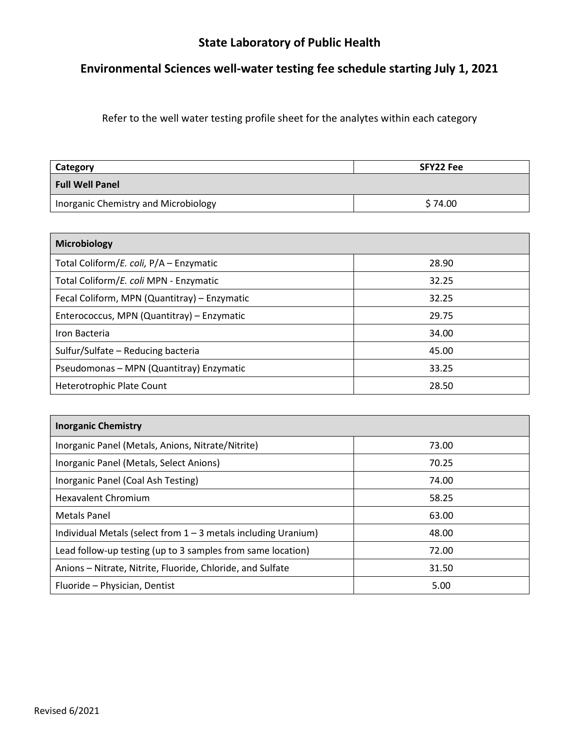# State Laboratory of Public Health

## Environmental Sciences well-water testing fee schedule starting July 1, 2021

Refer to the well water testing profile sheet for the analytes within each category

| Category | SFY22 Fee |
|---|---|
| **Full Well Panel** | |
| Inorganic Chemistry and Microbiology | $ 74.00 |

| **Microbiology** | |
|---|---|
| Total Coliform/*E. coli,* P/A – Enzymatic | 28.90 |
| Total Coliform/*E. coli* MPN - Enzymatic | 32.25 |
| Fecal Coliform, MPN (Quantitray) – Enzymatic | 32.25 |
| Enterococcus, MPN (Quantitray) – Enzymatic | 29.75 |
| Iron Bacteria | 34.00 |
| Sulfur/Sulfate – Reducing bacteria | 45.00 |
| Pseudomonas – MPN (Quantitray) Enzymatic | 33.25 |
| Heterotrophic Plate Count | 28.50 |

| **Inorganic Chemistry** | |
|---|---|
| Inorganic Panel (Metals, Anions, Nitrate/Nitrite) | 73.00 |
| Inorganic Panel (Metals, Select Anions) | 70.25 |
| Inorganic Panel (Coal Ash Testing) | 74.00 |
| Hexavalent Chromium | 58.25 |
| Metals Panel | 63.00 |
| Individual Metals (select from 1 – 3 metals including Uranium) | 48.00 |
| Lead follow-up testing (up to 3 samples from same location) | 72.00 |
| Anions – Nitrate, Nitrite, Fluoride, Chloride, and Sulfate | 31.50 |
| Fluoride – Physician, Dentist | 5.00 |

Revised 6/2021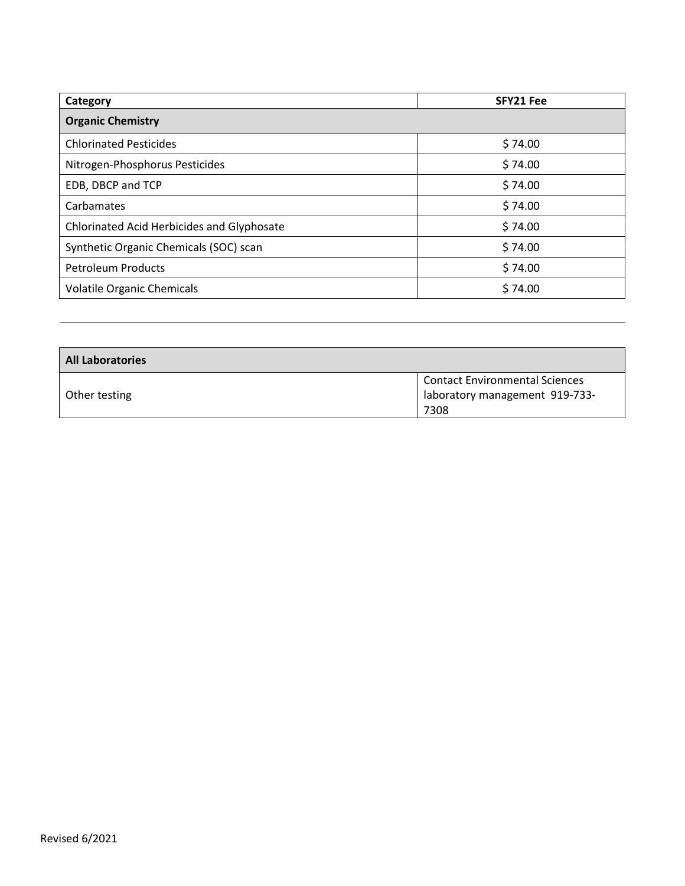| Category | SFY21 Fee |
| --- | --- |
| **Organic Chemistry** | |
| Chlorinated Pesticides | $ 74.00 |
| Nitrogen-Phosphorus Pesticides | $ 74.00 |
| EDB, DBCP and TCP | $ 74.00 |
| Carbamates | $ 74.00 |
| Chlorinated Acid Herbicides and Glyphosate | $ 74.00 |
| Synthetic Organic Chemicals (SOC) scan | $ 74.00 |
| Petroleum Products | $ 74.00 |
| Volatile Organic Chemicals | $ 74.00 |

---

| **All Laboratories** | |
| --- | --- |
| Other testing | Contact Environmental Sciences laboratory management 919-733-7308 |

Revised 6/2021